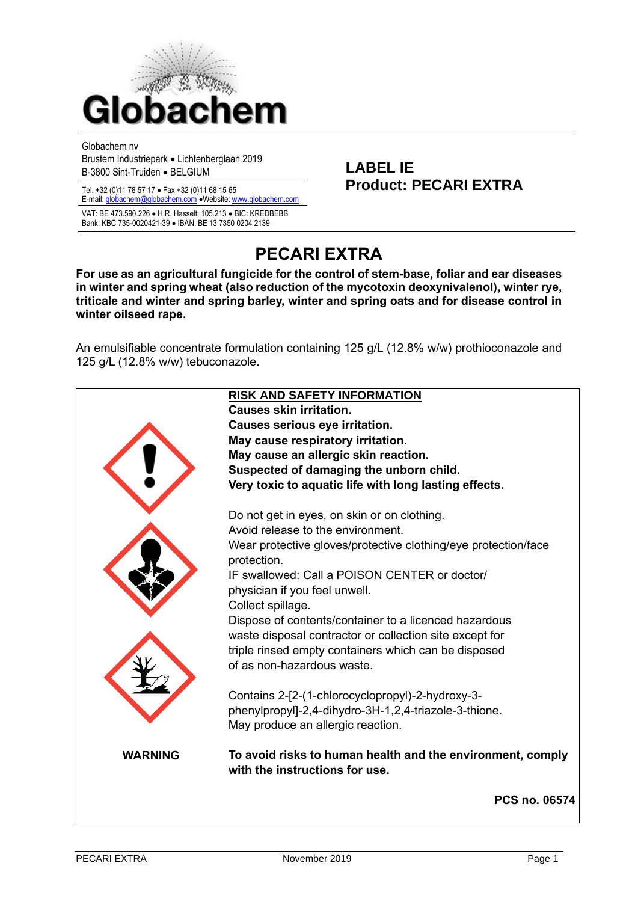Globachem nv
Brustem Industriepark • Lichtenberglaan 2019
B-3800 Sint-Truiden • BELGIUM

Tel. +32 (0)11 78 57 17 • Fax +32 (0)11 68 15 65
E-mail: globachem@globachem.com •Website: www.globachem.com

VAT: BE 473.590.226 • H.R. Hasselt: 105.213 • BIC: KREDBEBB
Bank: KBC 735-0020421-39 • IBAN: BE 13 7350 0204 2139

**LABEL IE**
**Product: PECARI EXTRA**

# PECARI EXTRA

**For use as an agricultural fungicide for the control of stem-base, foliar and ear diseases in winter and spring wheat (also reduction of the mycotoxin deoxynivalenol), winter rye, triticale and winter and spring barley, winter and spring oats and for disease control in winter oilseed rape.**

An emulsifiable concentrate formulation containing 125 g/L (12.8% w/w) prothioconazole and 125 g/L (12.8% w/w) tebuconazole.

**RISK AND SAFETY INFORMATION**

**Causes skin irritation.**
**Causes serious eye irritation.**
**May cause respiratory irritation.**
**May cause an allergic skin reaction.**
**Suspected of damaging the unborn child.**
**Very toxic to aquatic life with long lasting effects.**

Do not get in eyes, on skin or on clothing.
Avoid release to the environment.
Wear protective gloves/protective clothing/eye protection/face protection.
IF swallowed: Call a POISON CENTER or doctor/ physician if you feel unwell.
Collect spillage.
Dispose of contents/container to a licenced hazardous waste disposal contractor or collection site except for triple rinsed empty containers which can be disposed of as non-hazardous waste.

Contains 2-[2-(1-chlorocyclopropyl)-2-hydroxy-3-phenylpropyl]-2,4-dihydro-3H-1,2,4-triazole-3-thione.
May produce an allergic reaction.

**WARNING**

**To avoid risks to human health and the environment, comply with the instructions for use.**

**PCS no. 06574**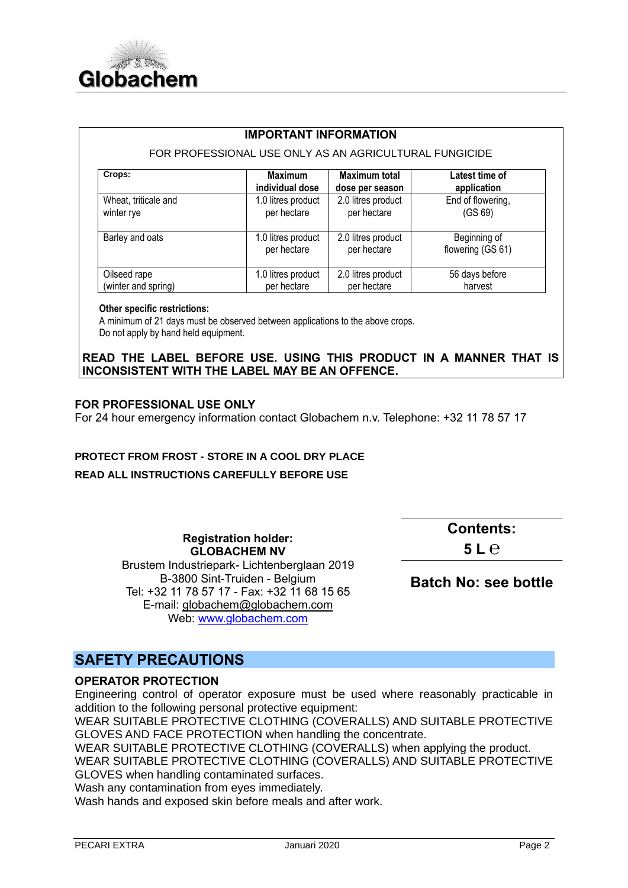Globachem

**IMPORTANT INFORMATION**

FOR PROFESSIONAL USE ONLY AS AN AGRICULTURAL FUNGICIDE

| Crops: | Maximum individual dose | Maximum total dose per season | Latest time of application |
|---|---|---|---|
| Wheat, triticale and winter rye | 1.0 litres product per hectare | 2.0 litres product per hectare | End of flowering, (GS 69) |
| Barley and oats | 1.0 litres product per hectare | 2.0 litres product per hectare | Beginning of flowering (GS 61) |
| Oilseed rape (winter and spring) | 1.0 litres product per hectare | 2.0 litres product per hectare | 56 days before harvest |

**Other specific restrictions:**
A minimum of 21 days must be observed between applications to the above crops.
Do not apply by hand held equipment.

**READ THE LABEL BEFORE USE. USING THIS PRODUCT IN A MANNER THAT IS INCONSISTENT WITH THE LABEL MAY BE AN OFFENCE.**

**FOR PROFESSIONAL USE ONLY**
For 24 hour emergency information contact Globachem n.v. Telephone: +32 11 78 57 17

**PROTECT FROM FROST - STORE IN A COOL DRY PLACE**

**READ ALL INSTRUCTIONS CAREFULLY BEFORE USE**

**Registration holder:**
**GLOBACHEM NV**
Brustem Industriepark- Lichtenberglaan 2019
B-3800 Sint-Truiden - Belgium
Tel: +32 11 78 57 17 - Fax: +32 11 68 15 65
E-mail: globachem@globachem.com
Web: www.globachem.com

**Contents:**
**5 L ℮**

**Batch No: see bottle**

## SAFETY PRECAUTIONS

### OPERATOR PROTECTION

Engineering control of operator exposure must be used where reasonably practicable in addition to the following personal protective equipment:
WEAR SUITABLE PROTECTIVE CLOTHING (COVERALLS) AND SUITABLE PROTECTIVE GLOVES AND FACE PROTECTION when handling the concentrate.
WEAR SUITABLE PROTECTIVE CLOTHING (COVERALLS) when applying the product.
WEAR SUITABLE PROTECTIVE CLOTHING (COVERALLS) AND SUITABLE PROTECTIVE GLOVES when handling contaminated surfaces.
Wash any contamination from eyes immediately.
Wash hands and exposed skin before meals and after work.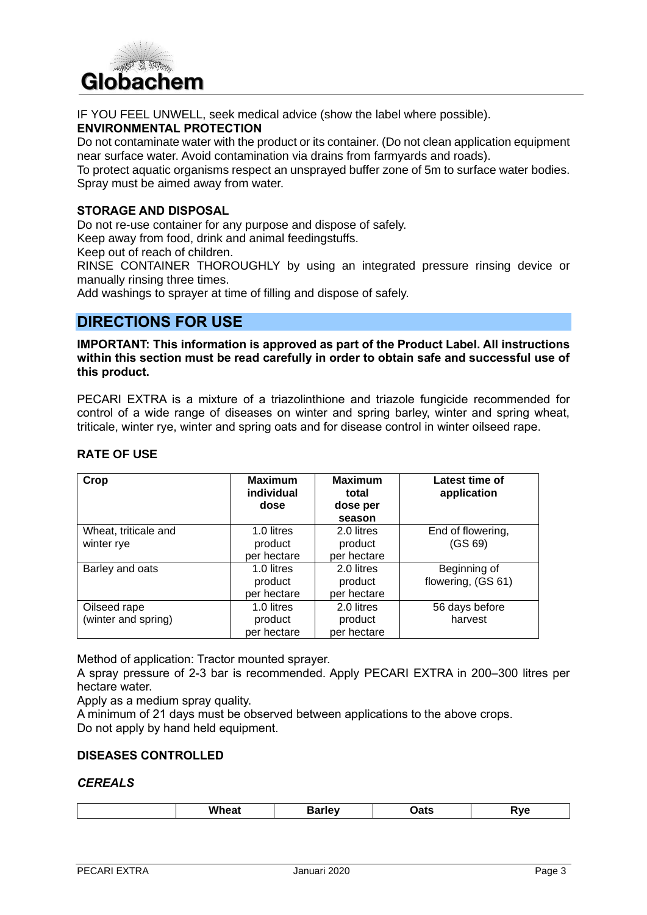IF YOU FEEL UNWELL, seek medical advice (show the label where possible).

**ENVIRONMENTAL PROTECTION**

Do not contaminate water with the product or its container. (Do not clean application equipment near surface water. Avoid contamination via drains from farmyards and roads).

To protect aquatic organisms respect an unsprayed buffer zone of 5m to surface water bodies. Spray must be aimed away from water.

**STORAGE AND DISPOSAL**

Do not re-use container for any purpose and dispose of safely.

Keep away from food, drink and animal feedingstuffs.

Keep out of reach of children.

RINSE CONTAINER THOROUGHLY by using an integrated pressure rinsing device or manually rinsing three times.

Add washings to sprayer at time of filling and dispose of safely.

## DIRECTIONS FOR USE

**IMPORTANT: This information is approved as part of the Product Label. All instructions within this section must be read carefully in order to obtain safe and successful use of this product.**

PECARI EXTRA is a mixture of a triazolinthione and triazole fungicide recommended for control of a wide range of diseases on winter and spring barley, winter and spring wheat, triticale, winter rye, winter and spring oats and for disease control in winter oilseed rape.

**RATE OF USE**

| Crop | Maximum individual dose | Maximum total dose per season | Latest time of application |
|---|---|---|---|
| Wheat, triticale and winter rye | 1.0 litres product per hectare | 2.0 litres product per hectare | End of flowering, (GS 69) |
| Barley and oats | 1.0 litres product per hectare | 2.0 litres product per hectare | Beginning of flowering, (GS 61) |
| Oilseed rape (winter and spring) | 1.0 litres product per hectare | 2.0 litres product per hectare | 56 days before harvest |

Method of application: Tractor mounted sprayer.

A spray pressure of 2-3 bar is recommended. Apply PECARI EXTRA in 200–300 litres per hectare water.

Apply as a medium spray quality.

A minimum of 21 days must be observed between applications to the above crops.

Do not apply by hand held equipment.

**DISEASES CONTROLLED**

***CEREALS***

| | Wheat | Barley | Oats | Rye |
|---|---|---|---|---|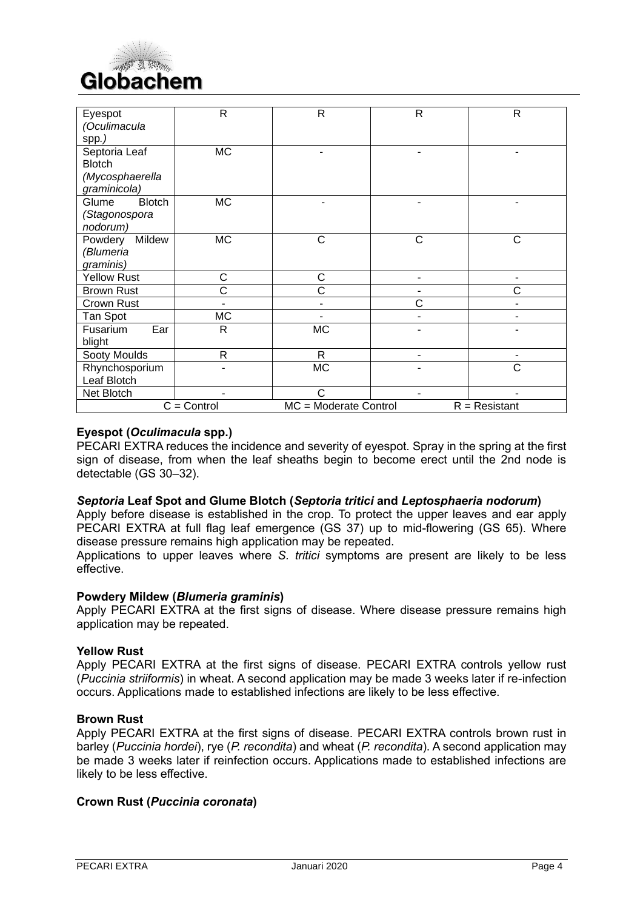| | | | | |
|---|---|---|---|---|
| Eyespot *(Oculimacula spp.)* | R | R | R | R |
| Septoria Leaf Blotch *(Mycosphaerella graminicola)* | MC | - | - | - |
| Glume Blotch *(Stagonospora nodorum)* | MC | - | - | - |
| Powdery Mildew *(Blumeria graminis)* | MC | C | C | C |
| Yellow Rust | C | C | - | - |
| Brown Rust | C | C | - | C |
| Crown Rust | - | - | C | - |
| Tan Spot | MC | - | - | - |
| Fusarium Ear blight | R | MC | - | - |
| Sooty Moulds | R | R | - | - |
| Rhynchosporium Leaf Blotch | - | MC | - | C |
| Net Blotch | - | C | - | - |
| C = Control | | MC = Moderate Control | | R = Resistant |

**Eyespot (*Oculimacula* spp.)**

PECARI EXTRA reduces the incidence and severity of eyespot. Spray in the spring at the first sign of disease, from when the leaf sheaths begin to become erect until the 2nd node is detectable (GS 30–32).

***Septoria* Leaf Spot and Glume Blotch (*Septoria tritici* and *Leptosphaeria nodorum*)**

Apply before disease is established in the crop. To protect the upper leaves and ear apply PECARI EXTRA at full flag leaf emergence (GS 37) up to mid-flowering (GS 65). Where disease pressure remains high application may be repeated.

Applications to upper leaves where *S. tritici* symptoms are present are likely to be less effective.

**Powdery Mildew (*Blumeria graminis*)**

Apply PECARI EXTRA at the first signs of disease. Where disease pressure remains high application may be repeated.

**Yellow Rust**

Apply PECARI EXTRA at the first signs of disease. PECARI EXTRA controls yellow rust (*Puccinia striiformis*) in wheat. A second application may be made 3 weeks later if re-infection occurs. Applications made to established infections are likely to be less effective.

**Brown Rust**

Apply PECARI EXTRA at the first signs of disease. PECARI EXTRA controls brown rust in barley (*Puccinia hordei*), rye (*P. recondita*) and wheat (*P. recondita*). A second application may be made 3 weeks later if reinfection occurs. Applications made to established infections are likely to be less effective.

**Crown Rust (*Puccinia coronata*)**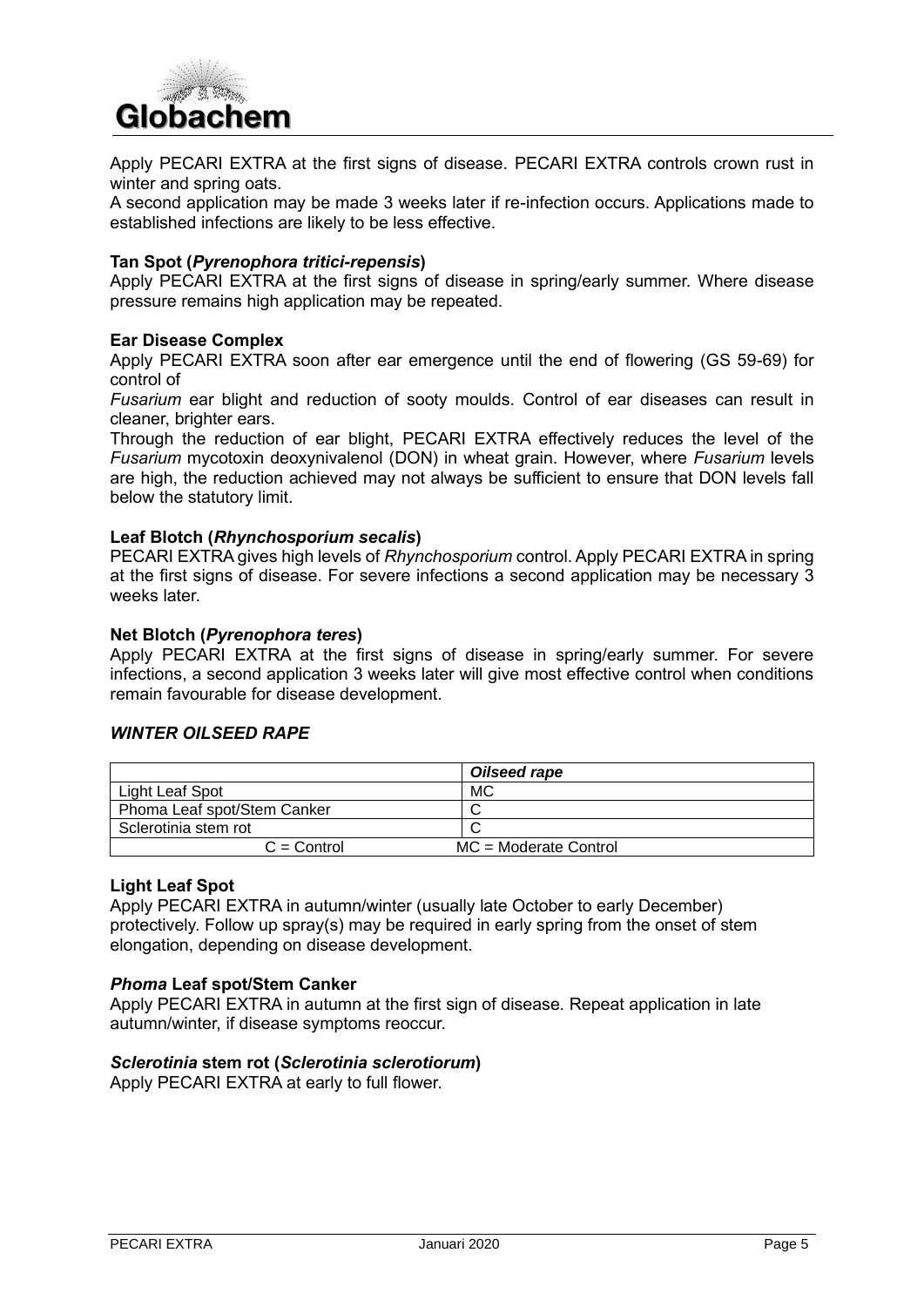Apply PECARI EXTRA at the first signs of disease. PECARI EXTRA controls crown rust in winter and spring oats.
A second application may be made 3 weeks later if re-infection occurs. Applications made to established infections are likely to be less effective.

**Tan Spot (*Pyrenophora tritici-repensis*)**
Apply PECARI EXTRA at the first signs of disease in spring/early summer. Where disease pressure remains high application may be repeated.

**Ear Disease Complex**
Apply PECARI EXTRA soon after ear emergence until the end of flowering (GS 59-69) for control of
*Fusarium* ear blight and reduction of sooty moulds. Control of ear diseases can result in cleaner, brighter ears.
Through the reduction of ear blight, PECARI EXTRA effectively reduces the level of the *Fusarium* mycotoxin deoxynivalenol (DON) in wheat grain. However, where *Fusarium* levels are high, the reduction achieved may not always be sufficient to ensure that DON levels fall below the statutory limit.

**Leaf Blotch (*Rhynchosporium secalis*)**
PECARI EXTRA gives high levels of *Rhynchosporium* control. Apply PECARI EXTRA in spring at the first signs of disease. For severe infections a second application may be necessary 3 weeks later.

**Net Blotch (*Pyrenophora teres*)**
Apply PECARI EXTRA at the first signs of disease in spring/early summer. For severe infections, a second application 3 weeks later will give most effective control when conditions remain favourable for disease development.

***WINTER OILSEED RAPE***

| | ***Oilseed rape*** |
|---|---|
| Light Leaf Spot | MC |
| Phoma Leaf spot/Stem Canker | C |
| Sclerotinia stem rot | C |
| C = Control | MC = Moderate Control |

**Light Leaf Spot**
Apply PECARI EXTRA in autumn/winter (usually late October to early December) protectively. Follow up spray(s) may be required in early spring from the onset of stem elongation, depending on disease development.

***Phoma* Leaf spot/Stem Canker**
Apply PECARI EXTRA in autumn at the first sign of disease. Repeat application in late autumn/winter, if disease symptoms reoccur.

***Sclerotinia* stem rot (*Sclerotinia sclerotiorum*)**
Apply PECARI EXTRA at early to full flower.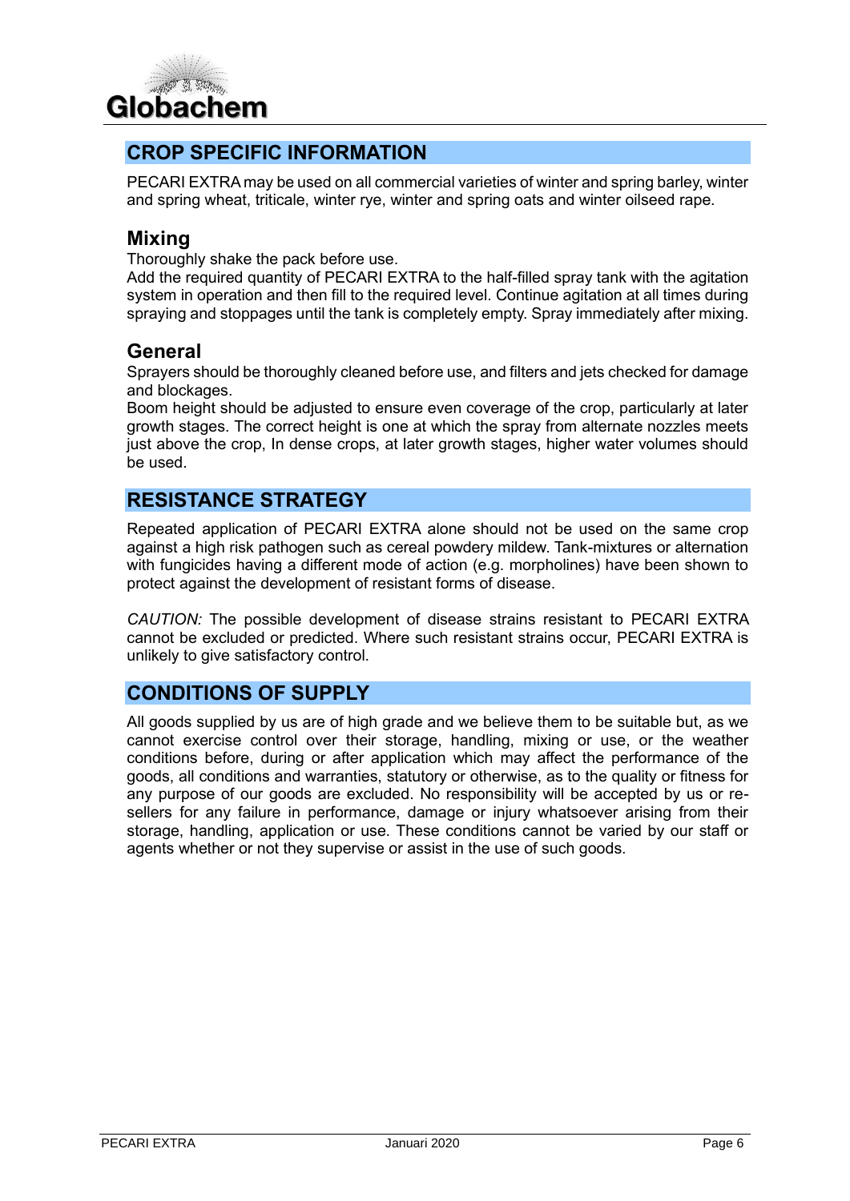## CROP SPECIFIC INFORMATION

PECARI EXTRA may be used on all commercial varieties of winter and spring barley, winter and spring wheat, triticale, winter rye, winter and spring oats and winter oilseed rape.

### Mixing

Thoroughly shake the pack before use.
Add the required quantity of PECARI EXTRA to the half-filled spray tank with the agitation system in operation and then fill to the required level. Continue agitation at all times during spraying and stoppages until the tank is completely empty. Spray immediately after mixing.

### General

Sprayers should be thoroughly cleaned before use, and filters and jets checked for damage and blockages.
Boom height should be adjusted to ensure even coverage of the crop, particularly at later growth stages. The correct height is one at which the spray from alternate nozzles meets just above the crop, In dense crops, at later growth stages, higher water volumes should be used.

## RESISTANCE STRATEGY

Repeated application of PECARI EXTRA alone should not be used on the same crop against a high risk pathogen such as cereal powdery mildew. Tank-mixtures or alternation with fungicides having a different mode of action (e.g. morpholines) have been shown to protect against the development of resistant forms of disease.

*CAUTION:* The possible development of disease strains resistant to PECARI EXTRA cannot be excluded or predicted. Where such resistant strains occur, PECARI EXTRA is unlikely to give satisfactory control.

## CONDITIONS OF SUPPLY

All goods supplied by us are of high grade and we believe them to be suitable but, as we cannot exercise control over their storage, handling, mixing or use, or the weather conditions before, during or after application which may affect the performance of the goods, all conditions and warranties, statutory or otherwise, as to the quality or fitness for any purpose of our goods are excluded. No responsibility will be accepted by us or re-sellers for any failure in performance, damage or injury whatsoever arising from their storage, handling, application or use. These conditions cannot be varied by our staff or agents whether or not they supervise or assist in the use of such goods.